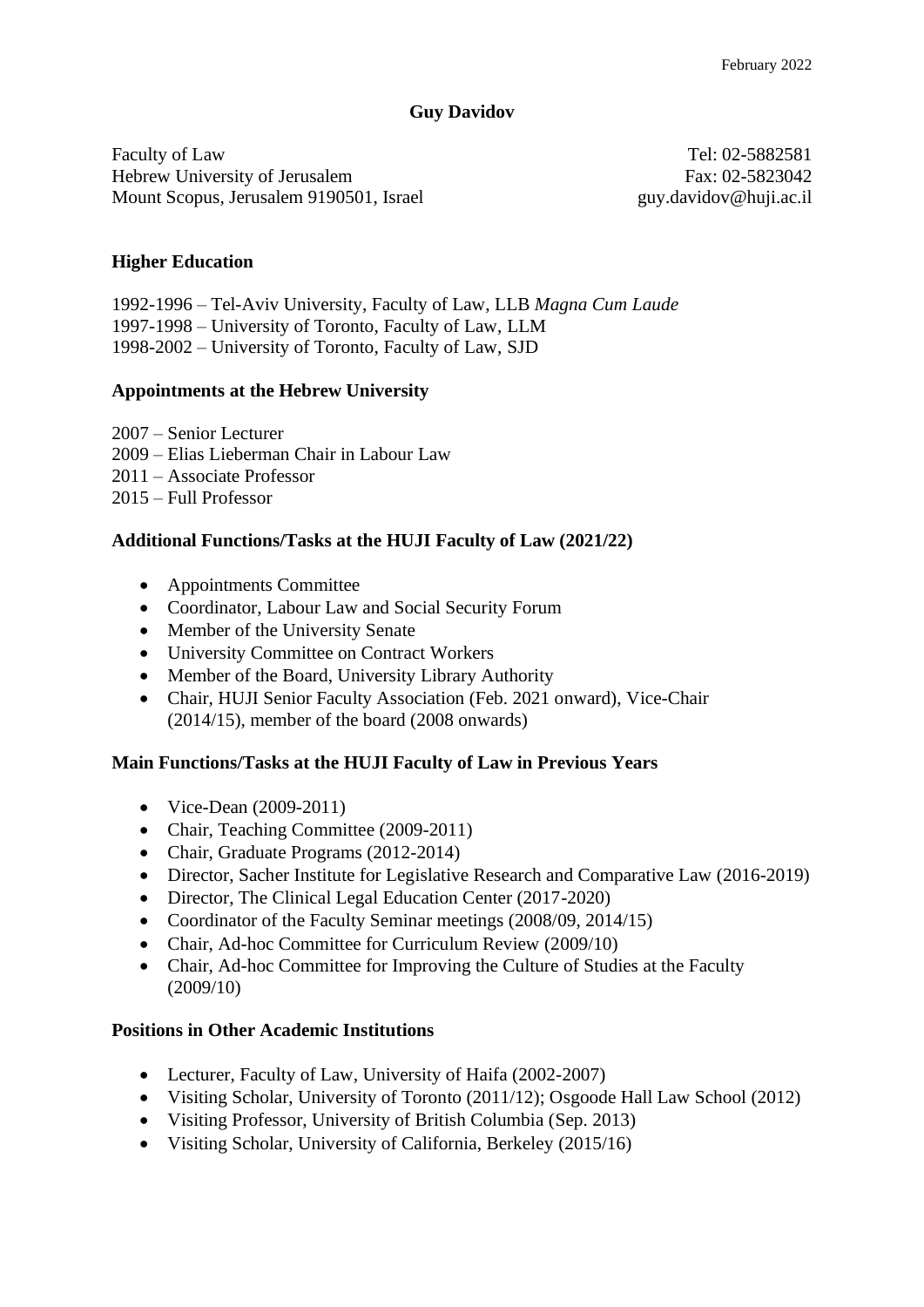February 2022

# Guy Davidov

Faculty of Law
Hebrew University of Jerusalem
Mount Scopus, Jerusalem 9190501, Israel

Tel: 02-5882581
Fax: 02-5823042
guy.davidov@huji.ac.il

## Higher Education

1992-1996 – Tel-Aviv University, Faculty of Law, LLB *Magna Cum Laude*
1997-1998 – University of Toronto, Faculty of Law, LLM
1998-2002 – University of Toronto, Faculty of Law, SJD

## Appointments at the Hebrew University

2007 – Senior Lecturer
2009 – Elias Lieberman Chair in Labour Law
2011 – Associate Professor
2015 – Full Professor

## Additional Functions/Tasks at the HUJI Faculty of Law (2021/22)

- Appointments Committee
- Coordinator, Labour Law and Social Security Forum
- Member of the University Senate
- University Committee on Contract Workers
- Member of the Board, University Library Authority
- Chair, HUJI Senior Faculty Association (Feb. 2021 onward), Vice-Chair (2014/15), member of the board (2008 onwards)

## Main Functions/Tasks at the HUJI Faculty of Law in Previous Years

- Vice-Dean (2009-2011)
- Chair, Teaching Committee (2009-2011)
- Chair, Graduate Programs (2012-2014)
- Director, Sacher Institute for Legislative Research and Comparative Law (2016-2019)
- Director, The Clinical Legal Education Center (2017-2020)
- Coordinator of the Faculty Seminar meetings (2008/09, 2014/15)
- Chair, Ad-hoc Committee for Curriculum Review (2009/10)
- Chair, Ad-hoc Committee for Improving the Culture of Studies at the Faculty (2009/10)

## Positions in Other Academic Institutions

- Lecturer, Faculty of Law, University of Haifa (2002-2007)
- Visiting Scholar, University of Toronto (2011/12); Osgoode Hall Law School (2012)
- Visiting Professor, University of British Columbia (Sep. 2013)
- Visiting Scholar, University of California, Berkeley (2015/16)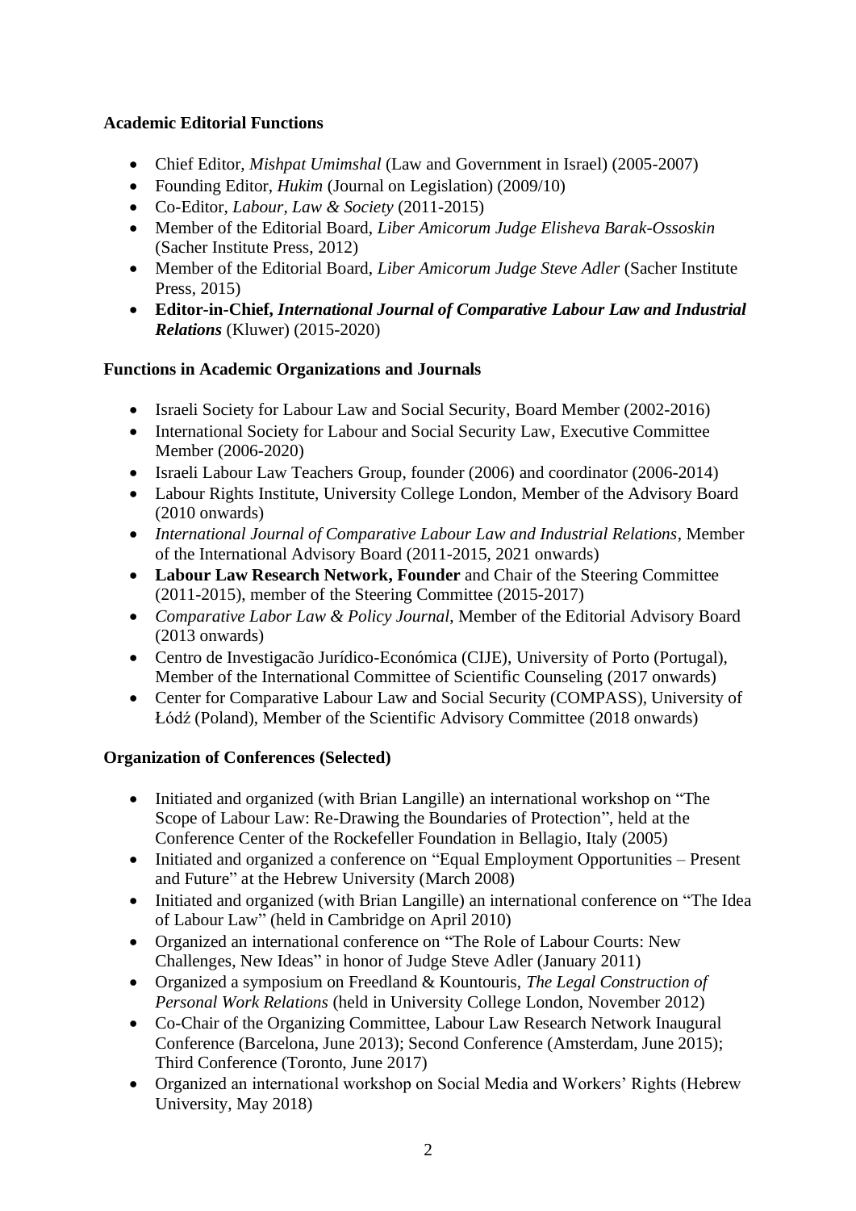**Academic Editorial Functions**

- Chief Editor, *Mishpat Umimshal* (Law and Government in Israel) (2005-2007)
- Founding Editor, *Hukim* (Journal on Legislation) (2009/10)
- Co-Editor, *Labour, Law & Society* (2011-2015)
- Member of the Editorial Board, *Liber Amicorum Judge Elisheva Barak-Ossoskin* (Sacher Institute Press, 2012)
- Member of the Editorial Board, *Liber Amicorum Judge Steve Adler* (Sacher Institute Press, 2015)
- **Editor-in-Chief, *International Journal of Comparative Labour Law and Industrial Relations*** (Kluwer) (2015-2020)

**Functions in Academic Organizations and Journals**

- Israeli Society for Labour Law and Social Security, Board Member (2002-2016)
- International Society for Labour and Social Security Law, Executive Committee Member (2006-2020)
- Israeli Labour Law Teachers Group, founder (2006) and coordinator (2006-2014)
- Labour Rights Institute, University College London, Member of the Advisory Board (2010 onwards)
- *International Journal of Comparative Labour Law and Industrial Relations*, Member of the International Advisory Board (2011-2015, 2021 onwards)
- **Labour Law Research Network, Founder** and Chair of the Steering Committee (2011-2015), member of the Steering Committee (2015-2017)
- *Comparative Labor Law & Policy Journal*, Member of the Editorial Advisory Board (2013 onwards)
- Centro de Investigacão Jurídico-Económica (CIJE), University of Porto (Portugal), Member of the International Committee of Scientific Counseling (2017 onwards)
- Center for Comparative Labour Law and Social Security (COMPASS), University of Łódź (Poland), Member of the Scientific Advisory Committee (2018 onwards)

**Organization of Conferences (Selected)**

- Initiated and organized (with Brian Langille) an international workshop on "The Scope of Labour Law: Re-Drawing the Boundaries of Protection", held at the Conference Center of the Rockefeller Foundation in Bellagio, Italy (2005)
- Initiated and organized a conference on "Equal Employment Opportunities – Present and Future" at the Hebrew University (March 2008)
- Initiated and organized (with Brian Langille) an international conference on "The Idea of Labour Law" (held in Cambridge on April 2010)
- Organized an international conference on "The Role of Labour Courts: New Challenges, New Ideas" in honor of Judge Steve Adler (January 2011)
- Organized a symposium on Freedland & Kountouris, *The Legal Construction of Personal Work Relations* (held in University College London, November 2012)
- Co-Chair of the Organizing Committee, Labour Law Research Network Inaugural Conference (Barcelona, June 2013); Second Conference (Amsterdam, June 2015); Third Conference (Toronto, June 2017)
- Organized an international workshop on Social Media and Workers' Rights (Hebrew University, May 2018)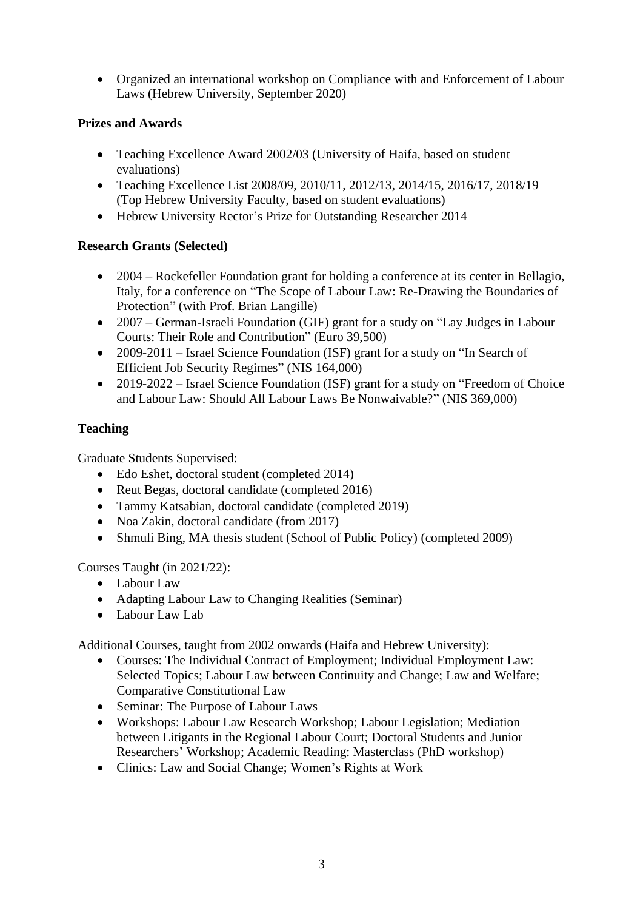- Organized an international workshop on Compliance with and Enforcement of Labour Laws (Hebrew University, September 2020)

**Prizes and Awards**

- Teaching Excellence Award 2002/03 (University of Haifa, based on student evaluations)
- Teaching Excellence List 2008/09, 2010/11, 2012/13, 2014/15, 2016/17, 2018/19 (Top Hebrew University Faculty, based on student evaluations)
- Hebrew University Rector's Prize for Outstanding Researcher 2014

**Research Grants (Selected)**

- 2004 – Rockefeller Foundation grant for holding a conference at its center in Bellagio, Italy, for a conference on "The Scope of Labour Law: Re-Drawing the Boundaries of Protection" (with Prof. Brian Langille)
- 2007 – German-Israeli Foundation (GIF) grant for a study on "Lay Judges in Labour Courts: Their Role and Contribution" (Euro 39,500)
- 2009-2011 – Israel Science Foundation (ISF) grant for a study on "In Search of Efficient Job Security Regimes" (NIS 164,000)
- 2019-2022 – Israel Science Foundation (ISF) grant for a study on "Freedom of Choice and Labour Law: Should All Labour Laws Be Nonwaivable?" (NIS 369,000)

**Teaching**

Graduate Students Supervised:

- Edo Eshet, doctoral student (completed 2014)
- Reut Begas, doctoral candidate (completed 2016)
- Tammy Katsabian, doctoral candidate (completed 2019)
- Noa Zakin, doctoral candidate (from 2017)
- Shmuli Bing, MA thesis student (School of Public Policy) (completed 2009)

Courses Taught (in 2021/22):

- Labour Law
- Adapting Labour Law to Changing Realities (Seminar)
- Labour Law Lab

Additional Courses, taught from 2002 onwards (Haifa and Hebrew University):

- Courses: The Individual Contract of Employment; Individual Employment Law: Selected Topics; Labour Law between Continuity and Change; Law and Welfare; Comparative Constitutional Law
- Seminar: The Purpose of Labour Laws
- Workshops: Labour Law Research Workshop; Labour Legislation; Mediation between Litigants in the Regional Labour Court; Doctoral Students and Junior Researchers' Workshop; Academic Reading: Masterclass (PhD workshop)
- Clinics: Law and Social Change; Women's Rights at Work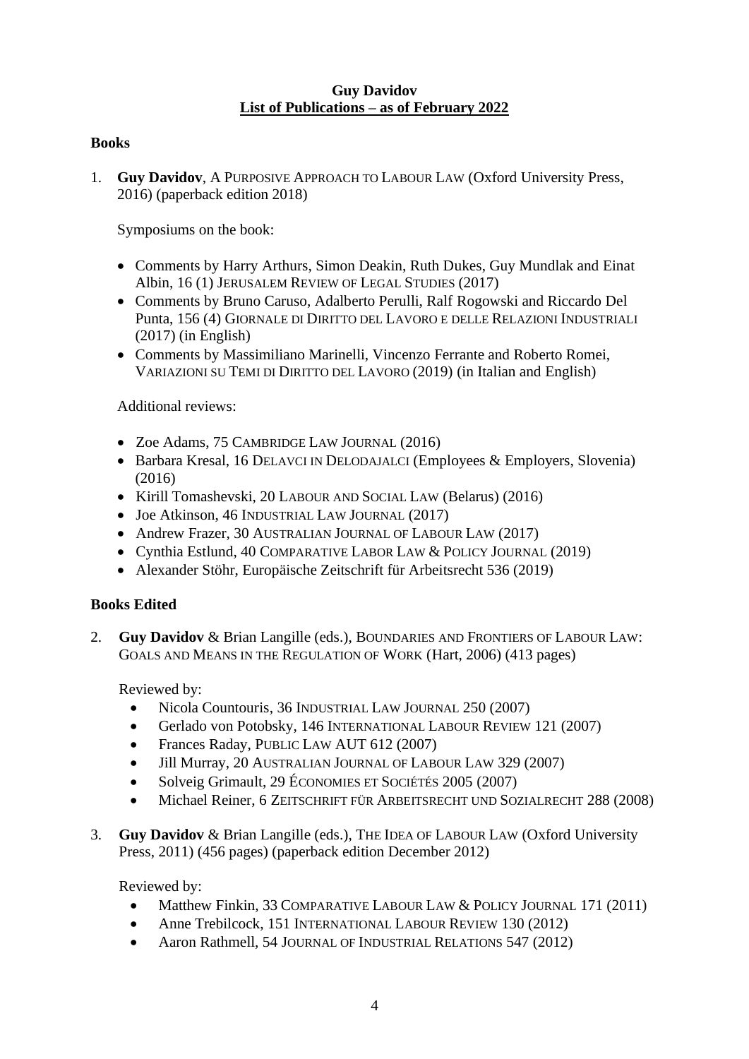**Guy Davidov**
**List of Publications – as of February 2022**

**Books**

1. **Guy Davidov**, A PURPOSIVE APPROACH TO LABOUR LAW (Oxford University Press, 2016) (paperback edition 2018)

   Symposiums on the book:

   - Comments by Harry Arthurs, Simon Deakin, Ruth Dukes, Guy Mundlak and Einat Albin, 16 (1) JERUSALEM REVIEW OF LEGAL STUDIES (2017)
   - Comments by Bruno Caruso, Adalberto Perulli, Ralf Rogowski and Riccardo Del Punta, 156 (4) GIORNALE DI DIRITTO DEL LAVORO E DELLE RELAZIONI INDUSTRIALI (2017) (in English)
   - Comments by Massimiliano Marinelli, Vincenzo Ferrante and Roberto Romei, VARIAZIONI SU TEMI DI DIRITTO DEL LAVORO (2019) (in Italian and English)

   Additional reviews:

   - Zoe Adams, 75 CAMBRIDGE LAW JOURNAL (2016)
   - Barbara Kresal, 16 DELAVCI IN DELODAJALCI (Employees & Employers, Slovenia) (2016)
   - Kirill Tomashevski, 20 LABOUR AND SOCIAL LAW (Belarus) (2016)
   - Joe Atkinson, 46 INDUSTRIAL LAW JOURNAL (2017)
   - Andrew Frazer, 30 AUSTRALIAN JOURNAL OF LABOUR LAW (2017)
   - Cynthia Estlund, 40 COMPARATIVE LABOR LAW & POLICY JOURNAL (2019)
   - Alexander Stöhr, Europäische Zeitschrift für Arbeitsrecht 536 (2019)

**Books Edited**

2. **Guy Davidov** & Brian Langille (eds.), BOUNDARIES AND FRONTIERS OF LABOUR LAW: GOALS AND MEANS IN THE REGULATION OF WORK (Hart, 2006) (413 pages)

   Reviewed by:
   - Nicola Countouris, 36 INDUSTRIAL LAW JOURNAL 250 (2007)
   - Gerlado von Potobsky, 146 INTERNATIONAL LABOUR REVIEW 121 (2007)
   - Frances Raday, PUBLIC LAW AUT 612 (2007)
   - Jill Murray, 20 AUSTRALIAN JOURNAL OF LABOUR LAW 329 (2007)
   - Solveig Grimault, 29 ÉCONOMIES ET SOCIÉTÉS 2005 (2007)
   - Michael Reiner, 6 ZEITSCHRIFT FÜR ARBEITSRECHT UND SOZIALRECHT 288 (2008)

3. **Guy Davidov** & Brian Langille (eds.), THE IDEA OF LABOUR LAW (Oxford University Press, 2011) (456 pages) (paperback edition December 2012)

   Reviewed by:
   - Matthew Finkin, 33 COMPARATIVE LABOUR LAW & POLICY JOURNAL 171 (2011)
   - Anne Trebilcock, 151 INTERNATIONAL LABOUR REVIEW 130 (2012)
   - Aaron Rathmell, 54 JOURNAL OF INDUSTRIAL RELATIONS 547 (2012)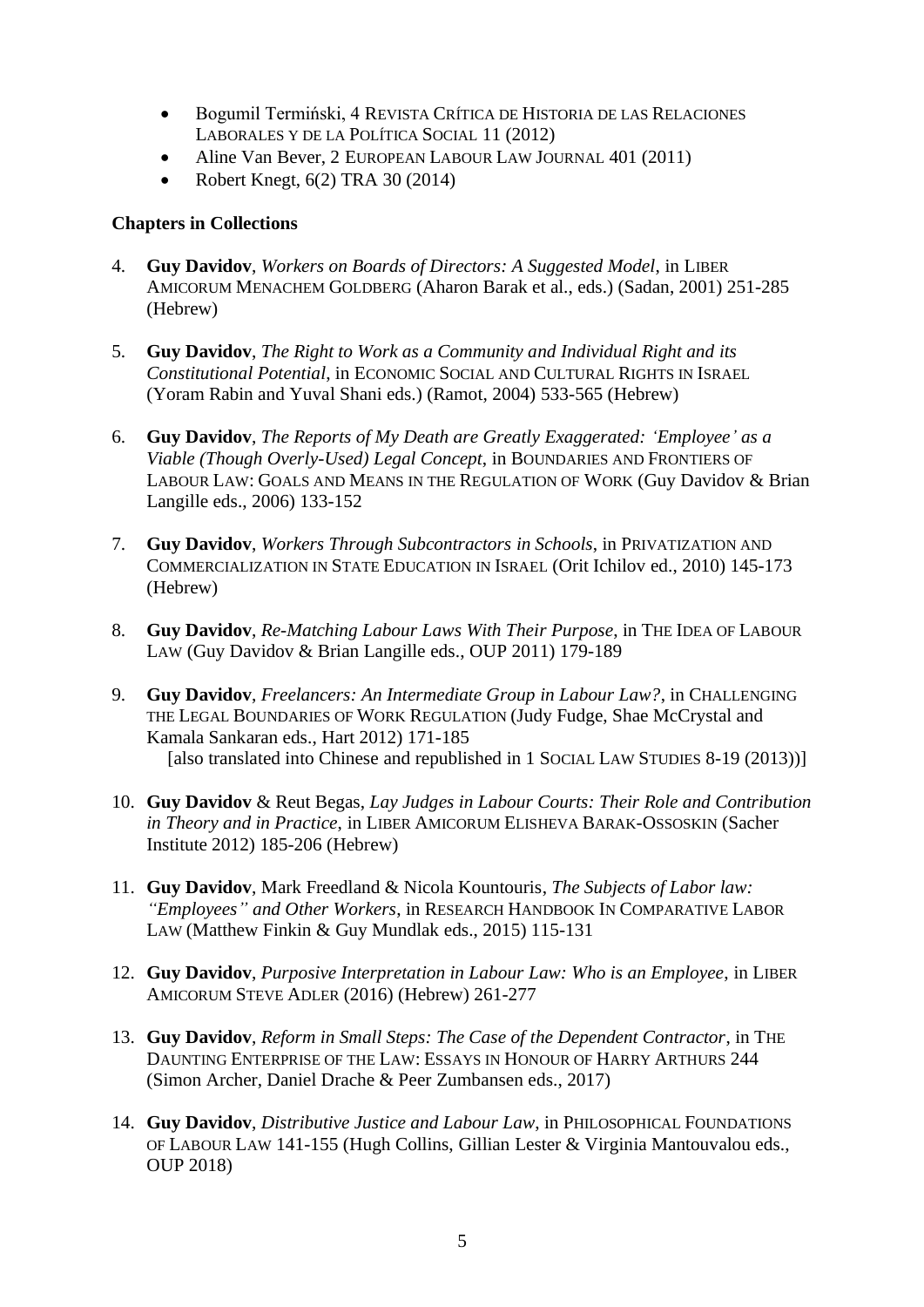- Bogumil Termiński, 4 Revista Crítica de Historia de las Relaciones Laborales y de la Política Social 11 (2012)
- Aline Van Bever, 2 European Labour Law Journal 401 (2011)
- Robert Knegt, 6(2) TRA 30 (2014)

**Chapters in Collections**

4. **Guy Davidov**, *Workers on Boards of Directors: A Suggested Model*, in Liber Amicorum Menachem Goldberg (Aharon Barak et al., eds.) (Sadan, 2001) 251-285 (Hebrew)

5. **Guy Davidov**, *The Right to Work as a Community and Individual Right and its Constitutional Potential*, in Economic Social and Cultural Rights in Israel (Yoram Rabin and Yuval Shani eds.) (Ramot, 2004) 533-565 (Hebrew)

6. **Guy Davidov**, *The Reports of My Death are Greatly Exaggerated: 'Employee' as a Viable (Though Overly-Used) Legal Concept*, in Boundaries and Frontiers of Labour Law: Goals and Means in the Regulation of Work (Guy Davidov & Brian Langille eds., 2006) 133-152

7. **Guy Davidov**, *Workers Through Subcontractors in Schools*, in Privatization and Commercialization in State Education in Israel (Orit Ichilov ed., 2010) 145-173 (Hebrew)

8. **Guy Davidov**, *Re-Matching Labour Laws With Their Purpose*, in The Idea of Labour Law (Guy Davidov & Brian Langille eds., OUP 2011) 179-189

9. **Guy Davidov**, *Freelancers: An Intermediate Group in Labour Law?*, in Challenging the Legal Boundaries of Work Regulation (Judy Fudge, Shae McCrystal and Kamala Sankaran eds., Hart 2012) 171-185
   [also translated into Chinese and republished in 1 Social Law Studies 8-19 (2013))]

10. **Guy Davidov** & Reut Begas, *Lay Judges in Labour Courts: Their Role and Contribution in Theory and in Practice*, in Liber Amicorum Elisheva Barak-Ossoskin (Sacher Institute 2012) 185-206 (Hebrew)

11. **Guy Davidov**, Mark Freedland & Nicola Kountouris, *The Subjects of Labor law: "Employees" and Other Workers*, in Research Handbook In Comparative Labor Law (Matthew Finkin & Guy Mundlak eds., 2015) 115-131

12. **Guy Davidov**, *Purposive Interpretation in Labour Law: Who is an Employee*, in Liber Amicorum Steve Adler (2016) (Hebrew) 261-277

13. **Guy Davidov**, *Reform in Small Steps: The Case of the Dependent Contractor*, in The Daunting Enterprise of the Law: Essays in Honour of Harry Arthurs 244 (Simon Archer, Daniel Drache & Peer Zumbansen eds., 2017)

14. **Guy Davidov**, *Distributive Justice and Labour Law*, in Philosophical Foundations of Labour Law 141-155 (Hugh Collins, Gillian Lester & Virginia Mantouvalou eds., OUP 2018)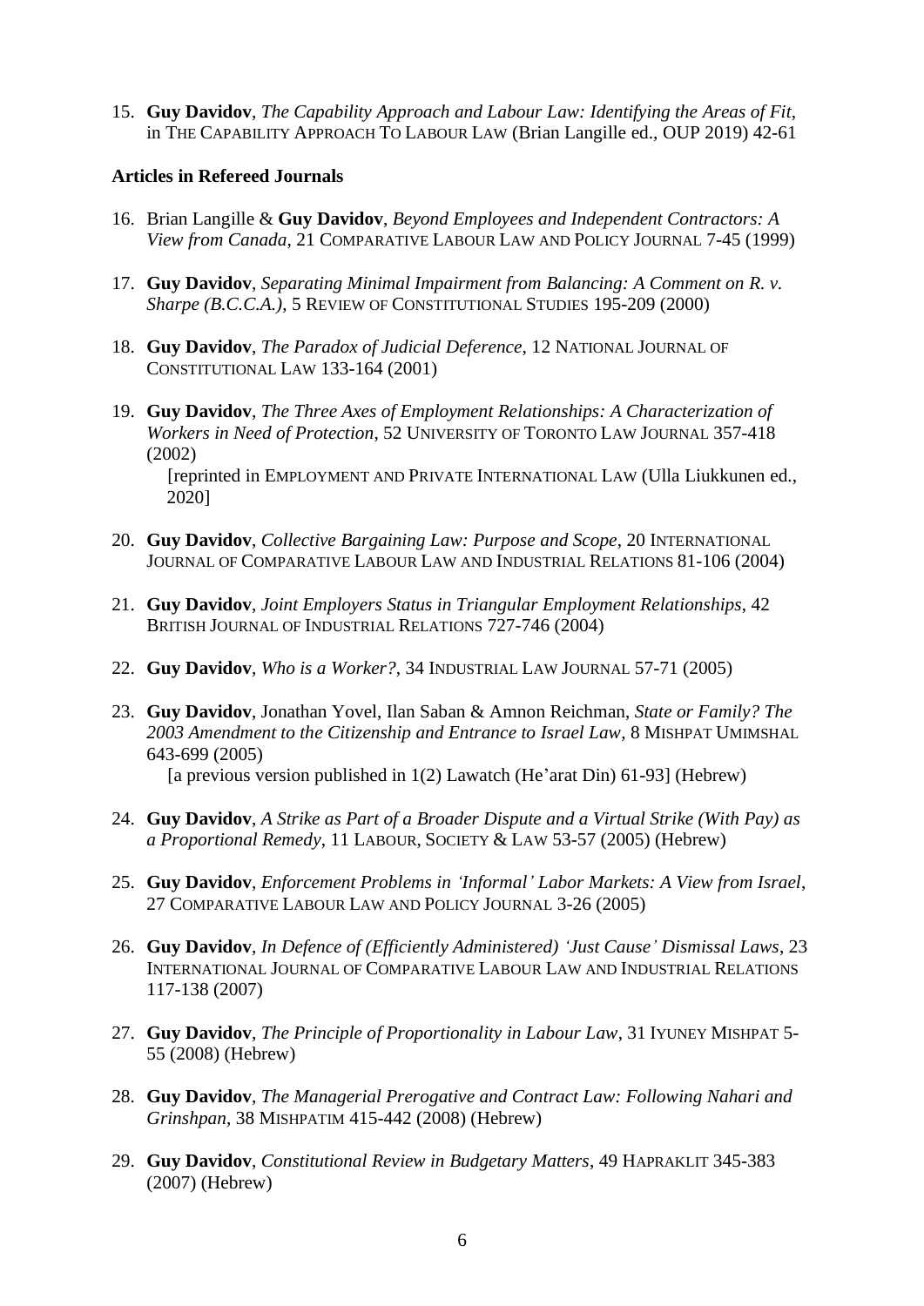15. **Guy Davidov**, *The Capability Approach and Labour Law: Identifying the Areas of Fit*, in THE CAPABILITY APPROACH TO LABOUR LAW (Brian Langille ed., OUP 2019) 42-61

**Articles in Refereed Journals**

16. Brian Langille & **Guy Davidov**, *Beyond Employees and Independent Contractors: A View from Canada*, 21 COMPARATIVE LABOUR LAW AND POLICY JOURNAL 7-45 (1999)

17. **Guy Davidov**, *Separating Minimal Impairment from Balancing: A Comment on R. v. Sharpe (B.C.C.A.)*, 5 REVIEW OF CONSTITUTIONAL STUDIES 195-209 (2000)

18. **Guy Davidov**, *The Paradox of Judicial Deference*, 12 NATIONAL JOURNAL OF CONSTITUTIONAL LAW 133-164 (2001)

19. **Guy Davidov**, *The Three Axes of Employment Relationships: A Characterization of Workers in Need of Protection*, 52 UNIVERSITY OF TORONTO LAW JOURNAL 357-418 (2002)
    [reprinted in EMPLOYMENT AND PRIVATE INTERNATIONAL LAW (Ulla Liukkunen ed., 2020]

20. **Guy Davidov**, *Collective Bargaining Law: Purpose and Scope*, 20 INTERNATIONAL JOURNAL OF COMPARATIVE LABOUR LAW AND INDUSTRIAL RELATIONS 81-106 (2004)

21. **Guy Davidov**, *Joint Employers Status in Triangular Employment Relationships*, 42 BRITISH JOURNAL OF INDUSTRIAL RELATIONS 727-746 (2004)

22. **Guy Davidov**, *Who is a Worker?*, 34 INDUSTRIAL LAW JOURNAL 57-71 (2005)

23. **Guy Davidov**, Jonathan Yovel, Ilan Saban & Amnon Reichman, *State or Family? The 2003 Amendment to the Citizenship and Entrance to Israel Law*, 8 MISHPAT UMIMSHAL 643-699 (2005)
    [a previous version published in 1(2) Lawatch (He'arat Din) 61-93] (Hebrew)

24. **Guy Davidov**, *A Strike as Part of a Broader Dispute and a Virtual Strike (With Pay) as a Proportional Remedy*, 11 LABOUR, SOCIETY & LAW 53-57 (2005) (Hebrew)

25. **Guy Davidov**, *Enforcement Problems in 'Informal' Labor Markets: A View from Israel*, 27 COMPARATIVE LABOUR LAW AND POLICY JOURNAL 3-26 (2005)

26. **Guy Davidov**, *In Defence of (Efficiently Administered) 'Just Cause' Dismissal Laws*, 23 INTERNATIONAL JOURNAL OF COMPARATIVE LABOUR LAW AND INDUSTRIAL RELATIONS 117-138 (2007)

27. **Guy Davidov**, *The Principle of Proportionality in Labour Law*, 31 IYUNEY MISHPAT 5-55 (2008) (Hebrew)

28. **Guy Davidov**, *The Managerial Prerogative and Contract Law: Following Nahari and Grinshpan*, 38 MISHPATIM 415-442 (2008) (Hebrew)

29. **Guy Davidov**, *Constitutional Review in Budgetary Matters*, 49 HAPRAKLIT 345-383 (2007) (Hebrew)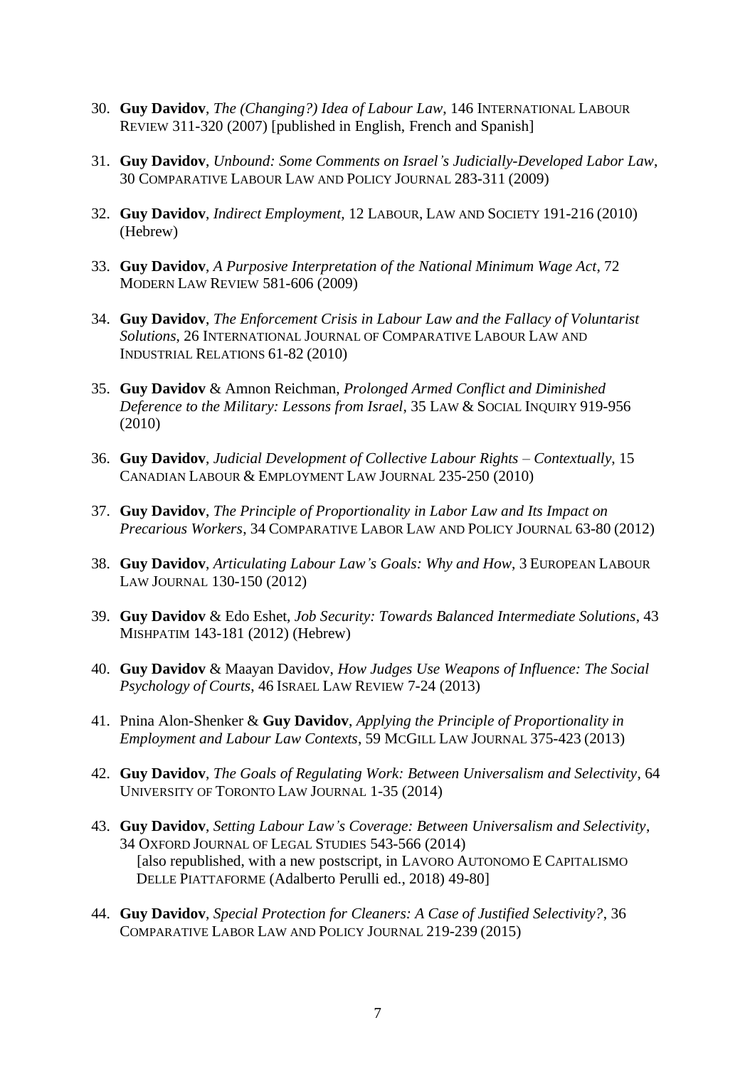30. **Guy Davidov**, *The (Changing?) Idea of Labour Law*, 146 INTERNATIONAL LABOUR REVIEW 311-320 (2007) [published in English, French and Spanish]

31. **Guy Davidov**, *Unbound: Some Comments on Israel's Judicially-Developed Labor Law*, 30 COMPARATIVE LABOUR LAW AND POLICY JOURNAL 283-311 (2009)

32. **Guy Davidov**, *Indirect Employment*, 12 LABOUR, LAW AND SOCIETY 191-216 (2010) (Hebrew)

33. **Guy Davidov**, *A Purposive Interpretation of the National Minimum Wage Act*, 72 MODERN LAW REVIEW 581-606 (2009)

34. **Guy Davidov**, *The Enforcement Crisis in Labour Law and the Fallacy of Voluntarist Solutions*, 26 INTERNATIONAL JOURNAL OF COMPARATIVE LABOUR LAW AND INDUSTRIAL RELATIONS 61-82 (2010)

35. **Guy Davidov** & Amnon Reichman, *Prolonged Armed Conflict and Diminished Deference to the Military: Lessons from Israel*, 35 LAW & SOCIAL INQUIRY 919-956 (2010)

36. **Guy Davidov**, *Judicial Development of Collective Labour Rights – Contextually*, 15 CANADIAN LABOUR & EMPLOYMENT LAW JOURNAL 235-250 (2010)

37. **Guy Davidov**, *The Principle of Proportionality in Labor Law and Its Impact on Precarious Workers*, 34 COMPARATIVE LABOR LAW AND POLICY JOURNAL 63-80 (2012)

38. **Guy Davidov**, *Articulating Labour Law's Goals: Why and How*, 3 EUROPEAN LABOUR LAW JOURNAL 130-150 (2012)

39. **Guy Davidov** & Edo Eshet, *Job Security: Towards Balanced Intermediate Solutions*, 43 MISHPATIM 143-181 (2012) (Hebrew)

40. **Guy Davidov** & Maayan Davidov, *How Judges Use Weapons of Influence: The Social Psychology of Courts*, 46 ISRAEL LAW REVIEW 7-24 (2013)

41. Pnina Alon-Shenker & **Guy Davidov**, *Applying the Principle of Proportionality in Employment and Labour Law Contexts*, 59 MCGILL LAW JOURNAL 375-423 (2013)

42. **Guy Davidov**, *The Goals of Regulating Work: Between Universalism and Selectivity*, 64 UNIVERSITY OF TORONTO LAW JOURNAL 1-35 (2014)

43. **Guy Davidov**, *Setting Labour Law's Coverage: Between Universalism and Selectivity*, 34 OXFORD JOURNAL OF LEGAL STUDIES 543-566 (2014)
    [also republished, with a new postscript, in LAVORO AUTONOMO E CAPITALISMO DELLE PIATTAFORME (Adalberto Perulli ed., 2018) 49-80]

44. **Guy Davidov**, *Special Protection for Cleaners: A Case of Justified Selectivity?*, 36 COMPARATIVE LABOR LAW AND POLICY JOURNAL 219-239 (2015)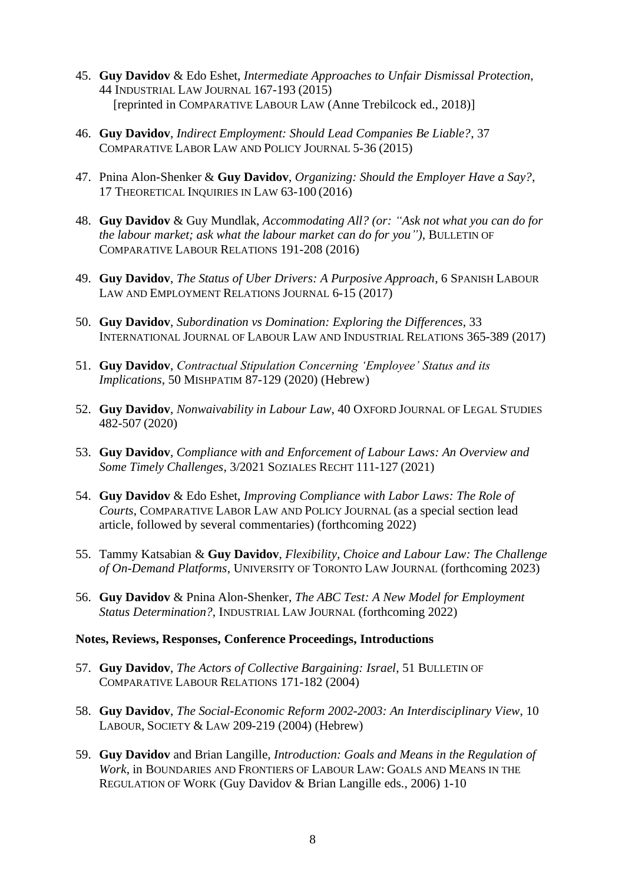45. **Guy Davidov** & Edo Eshet, *Intermediate Approaches to Unfair Dismissal Protection*, 44 INDUSTRIAL LAW JOURNAL 167-193 (2015)
    [reprinted in COMPARATIVE LABOUR LAW (Anne Trebilcock ed., 2018)]

46. **Guy Davidov**, *Indirect Employment: Should Lead Companies Be Liable?*, 37 COMPARATIVE LABOR LAW AND POLICY JOURNAL 5-36 (2015)

47. Pnina Alon-Shenker & **Guy Davidov**, *Organizing: Should the Employer Have a Say?*, 17 THEORETICAL INQUIRIES IN LAW 63-100 (2016)

48. **Guy Davidov** & Guy Mundlak, *Accommodating All? (or: "Ask not what you can do for the labour market; ask what the labour market can do for you")*, BULLETIN OF COMPARATIVE LABOUR RELATIONS 191-208 (2016)

49. **Guy Davidov**, *The Status of Uber Drivers: A Purposive Approach*, 6 SPANISH LABOUR LAW AND EMPLOYMENT RELATIONS JOURNAL 6-15 (2017)

50. **Guy Davidov**, *Subordination vs Domination: Exploring the Differences*, 33 INTERNATIONAL JOURNAL OF LABOUR LAW AND INDUSTRIAL RELATIONS 365-389 (2017)

51. **Guy Davidov**, *Contractual Stipulation Concerning 'Employee' Status and its Implications*, 50 MISHPATIM 87-129 (2020) (Hebrew)

52. **Guy Davidov**, *Nonwaivability in Labour Law*, 40 OXFORD JOURNAL OF LEGAL STUDIES 482-507 (2020)

53. **Guy Davidov**, *Compliance with and Enforcement of Labour Laws: An Overview and Some Timely Challenges*, 3/2021 SOZIALES RECHT 111-127 (2021)

54. **Guy Davidov** & Edo Eshet, *Improving Compliance with Labor Laws: The Role of Courts*, COMPARATIVE LABOR LAW AND POLICY JOURNAL (as a special section lead article, followed by several commentaries) (forthcoming 2022)

55. Tammy Katsabian & **Guy Davidov**, *Flexibility, Choice and Labour Law: The Challenge of On-Demand Platforms*, UNIVERSITY OF TORONTO LAW JOURNAL (forthcoming 2023)

56. **Guy Davidov** & Pnina Alon-Shenker, *The ABC Test: A New Model for Employment Status Determination?*, INDUSTRIAL LAW JOURNAL (forthcoming 2022)

**Notes, Reviews, Responses, Conference Proceedings, Introductions**

57. **Guy Davidov**, *The Actors of Collective Bargaining: Israel*, 51 BULLETIN OF COMPARATIVE LABOUR RELATIONS 171-182 (2004)

58. **Guy Davidov**, *The Social-Economic Reform 2002-2003: An Interdisciplinary View*, 10 LABOUR, SOCIETY & LAW 209-219 (2004) (Hebrew)

59. **Guy Davidov** and Brian Langille, *Introduction: Goals and Means in the Regulation of Work*, in BOUNDARIES AND FRONTIERS OF LABOUR LAW: GOALS AND MEANS IN THE REGULATION OF WORK (Guy Davidov & Brian Langille eds., 2006) 1-10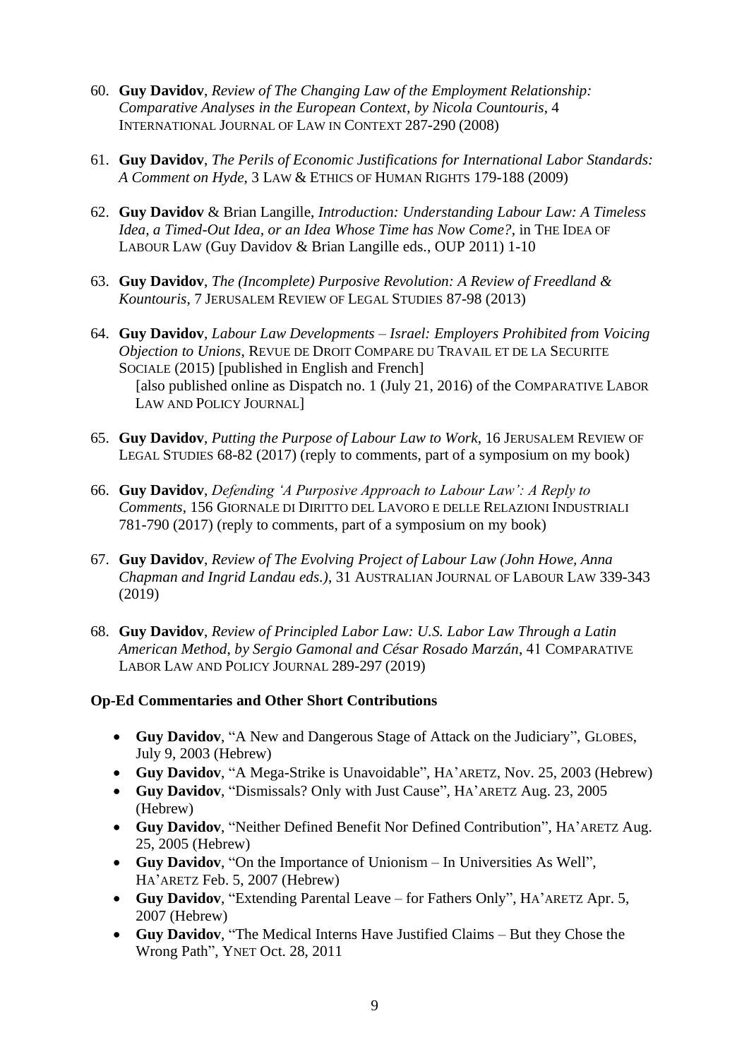60. **Guy Davidov**, *Review of The Changing Law of the Employment Relationship: Comparative Analyses in the European Context, by Nicola Countouris*, 4 INTERNATIONAL JOURNAL OF LAW IN CONTEXT 287-290 (2008)

61. **Guy Davidov**, *The Perils of Economic Justifications for International Labor Standards: A Comment on Hyde*, 3 LAW & ETHICS OF HUMAN RIGHTS 179-188 (2009)

62. **Guy Davidov** & Brian Langille, *Introduction: Understanding Labour Law: A Timeless Idea, a Timed-Out Idea, or an Idea Whose Time has Now Come?*, in THE IDEA OF LABOUR LAW (Guy Davidov & Brian Langille eds., OUP 2011) 1-10

63. **Guy Davidov**, *The (Incomplete) Purposive Revolution: A Review of Freedland & Kountouris*, 7 JERUSALEM REVIEW OF LEGAL STUDIES 87-98 (2013)

64. **Guy Davidov**, *Labour Law Developments – Israel: Employers Prohibited from Voicing Objection to Unions*, REVUE DE DROIT COMPARE DU TRAVAIL ET DE LA SECURITE SOCIALE (2015) [published in English and French]
    [also published online as Dispatch no. 1 (July 21, 2016) of the COMPARATIVE LABOR LAW AND POLICY JOURNAL]

65. **Guy Davidov**, *Putting the Purpose of Labour Law to Work*, 16 JERUSALEM REVIEW OF LEGAL STUDIES 68-82 (2017) (reply to comments, part of a symposium on my book)

66. **Guy Davidov**, *Defending 'A Purposive Approach to Labour Law': A Reply to Comments*, 156 GIORNALE DI DIRITTO DEL LAVORO E DELLE RELAZIONI INDUSTRIALI 781-790 (2017) (reply to comments, part of a symposium on my book)

67. **Guy Davidov**, *Review of The Evolving Project of Labour Law (John Howe, Anna Chapman and Ingrid Landau eds.)*, 31 AUSTRALIAN JOURNAL OF LABOUR LAW 339-343 (2019)

68. **Guy Davidov**, *Review of Principled Labor Law: U.S. Labor Law Through a Latin American Method, by Sergio Gamonal and César Rosado Marzán*, 41 COMPARATIVE LABOR LAW AND POLICY JOURNAL 289-297 (2019)

**Op-Ed Commentaries and Other Short Contributions**

- **Guy Davidov**, "A New and Dangerous Stage of Attack on the Judiciary", GLOBES, July 9, 2003 (Hebrew)
- **Guy Davidov**, "A Mega-Strike is Unavoidable", HA'ARETZ, Nov. 25, 2003 (Hebrew)
- **Guy Davidov**, "Dismissals? Only with Just Cause", HA'ARETZ Aug. 23, 2005 (Hebrew)
- **Guy Davidov**, "Neither Defined Benefit Nor Defined Contribution", HA'ARETZ Aug. 25, 2005 (Hebrew)
- **Guy Davidov**, "On the Importance of Unionism – In Universities As Well", HA'ARETZ Feb. 5, 2007 (Hebrew)
- **Guy Davidov**, "Extending Parental Leave – for Fathers Only", HA'ARETZ Apr. 5, 2007 (Hebrew)
- **Guy Davidov**, "The Medical Interns Have Justified Claims – But they Chose the Wrong Path", YNET Oct. 28, 2011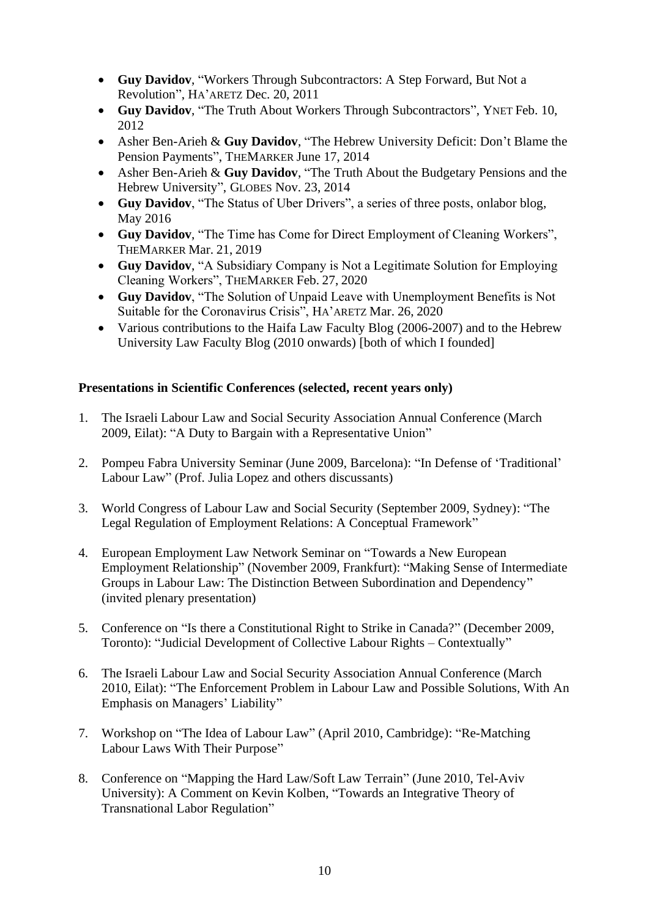- **Guy Davidov**, "Workers Through Subcontractors: A Step Forward, But Not a Revolution", HA'ARETZ Dec. 20, 2011
- **Guy Davidov**, "The Truth About Workers Through Subcontractors", YNET Feb. 10, 2012
- Asher Ben-Arieh & **Guy Davidov**, "The Hebrew University Deficit: Don't Blame the Pension Payments", THEMARKER June 17, 2014
- Asher Ben-Arieh & **Guy Davidov**, "The Truth About the Budgetary Pensions and the Hebrew University", GLOBES Nov. 23, 2014
- **Guy Davidov**, "The Status of Uber Drivers", a series of three posts, onlabor blog, May 2016
- **Guy Davidov**, "The Time has Come for Direct Employment of Cleaning Workers", THEMARKER Mar. 21, 2019
- **Guy Davidov**, "A Subsidiary Company is Not a Legitimate Solution for Employing Cleaning Workers", THEMARKER Feb. 27, 2020
- **Guy Davidov**, "The Solution of Unpaid Leave with Unemployment Benefits is Not Suitable for the Coronavirus Crisis", HA'ARETZ Mar. 26, 2020
- Various contributions to the Haifa Law Faculty Blog (2006-2007) and to the Hebrew University Law Faculty Blog (2010 onwards) [both of which I founded]

**Presentations in Scientific Conferences (selected, recent years only)**

1. The Israeli Labour Law and Social Security Association Annual Conference (March 2009, Eilat): "A Duty to Bargain with a Representative Union"

2. Pompeu Fabra University Seminar (June 2009, Barcelona): "In Defense of 'Traditional' Labour Law" (Prof. Julia Lopez and others discussants)

3. World Congress of Labour Law and Social Security (September 2009, Sydney): "The Legal Regulation of Employment Relations: A Conceptual Framework"

4. European Employment Law Network Seminar on "Towards a New European Employment Relationship" (November 2009, Frankfurt): "Making Sense of Intermediate Groups in Labour Law: The Distinction Between Subordination and Dependency" (invited plenary presentation)

5. Conference on "Is there a Constitutional Right to Strike in Canada?" (December 2009, Toronto): "Judicial Development of Collective Labour Rights – Contextually"

6. The Israeli Labour Law and Social Security Association Annual Conference (March 2010, Eilat): "The Enforcement Problem in Labour Law and Possible Solutions, With An Emphasis on Managers' Liability"

7. Workshop on "The Idea of Labour Law" (April 2010, Cambridge): "Re-Matching Labour Laws With Their Purpose"

8. Conference on "Mapping the Hard Law/Soft Law Terrain" (June 2010, Tel-Aviv University): A Comment on Kevin Kolben, "Towards an Integrative Theory of Transnational Labor Regulation"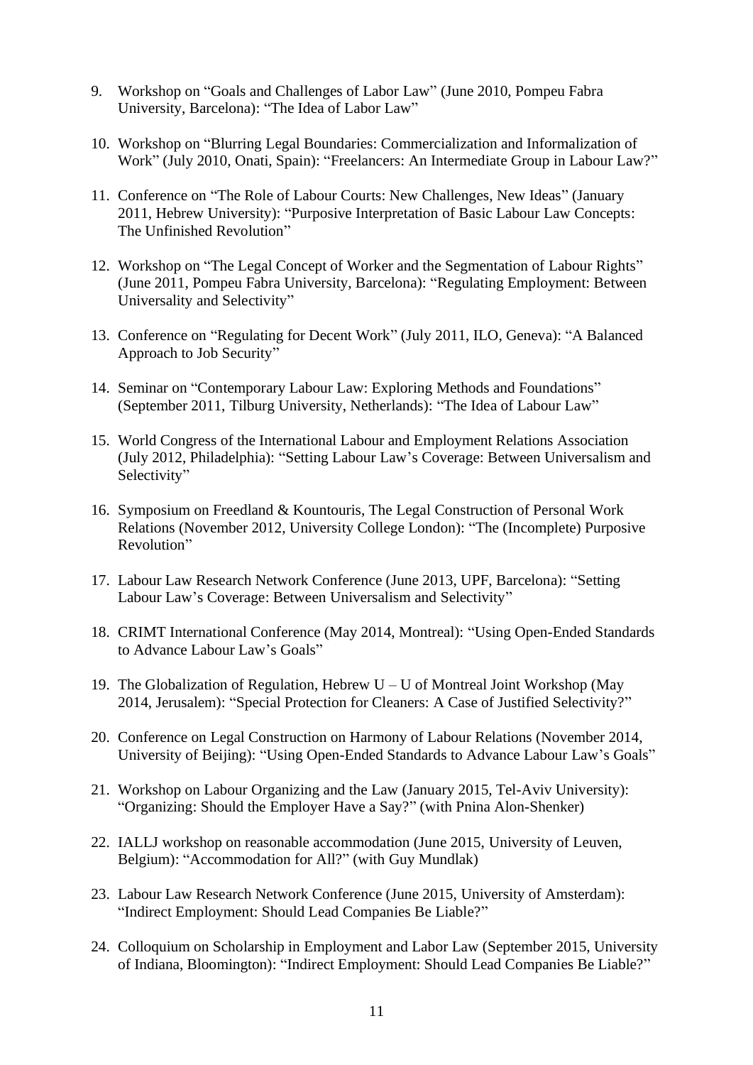9. Workshop on "Goals and Challenges of Labor Law" (June 2010, Pompeu Fabra University, Barcelona): "The Idea of Labor Law"

10. Workshop on "Blurring Legal Boundaries: Commercialization and Informalization of Work" (July 2010, Onati, Spain): "Freelancers: An Intermediate Group in Labour Law?"

11. Conference on "The Role of Labour Courts: New Challenges, New Ideas" (January 2011, Hebrew University): "Purposive Interpretation of Basic Labour Law Concepts: The Unfinished Revolution"

12. Workshop on "The Legal Concept of Worker and the Segmentation of Labour Rights" (June 2011, Pompeu Fabra University, Barcelona): "Regulating Employment: Between Universality and Selectivity"

13. Conference on "Regulating for Decent Work" (July 2011, ILO, Geneva): "A Balanced Approach to Job Security"

14. Seminar on "Contemporary Labour Law: Exploring Methods and Foundations" (September 2011, Tilburg University, Netherlands): "The Idea of Labour Law"

15. World Congress of the International Labour and Employment Relations Association (July 2012, Philadelphia): "Setting Labour Law's Coverage: Between Universalism and Selectivity"

16. Symposium on Freedland & Kountouris, The Legal Construction of Personal Work Relations (November 2012, University College London): "The (Incomplete) Purposive Revolution"

17. Labour Law Research Network Conference (June 2013, UPF, Barcelona): "Setting Labour Law's Coverage: Between Universalism and Selectivity"

18. CRIMT International Conference (May 2014, Montreal): "Using Open-Ended Standards to Advance Labour Law's Goals"

19. The Globalization of Regulation, Hebrew U – U of Montreal Joint Workshop (May 2014, Jerusalem): "Special Protection for Cleaners: A Case of Justified Selectivity?"

20. Conference on Legal Construction on Harmony of Labour Relations (November 2014, University of Beijing): "Using Open-Ended Standards to Advance Labour Law's Goals"

21. Workshop on Labour Organizing and the Law (January 2015, Tel-Aviv University): "Organizing: Should the Employer Have a Say?" (with Pnina Alon-Shenker)

22. IALLJ workshop on reasonable accommodation (June 2015, University of Leuven, Belgium): "Accommodation for All?" (with Guy Mundlak)

23. Labour Law Research Network Conference (June 2015, University of Amsterdam): "Indirect Employment: Should Lead Companies Be Liable?"

24. Colloquium on Scholarship in Employment and Labor Law (September 2015, University of Indiana, Bloomington): "Indirect Employment: Should Lead Companies Be Liable?"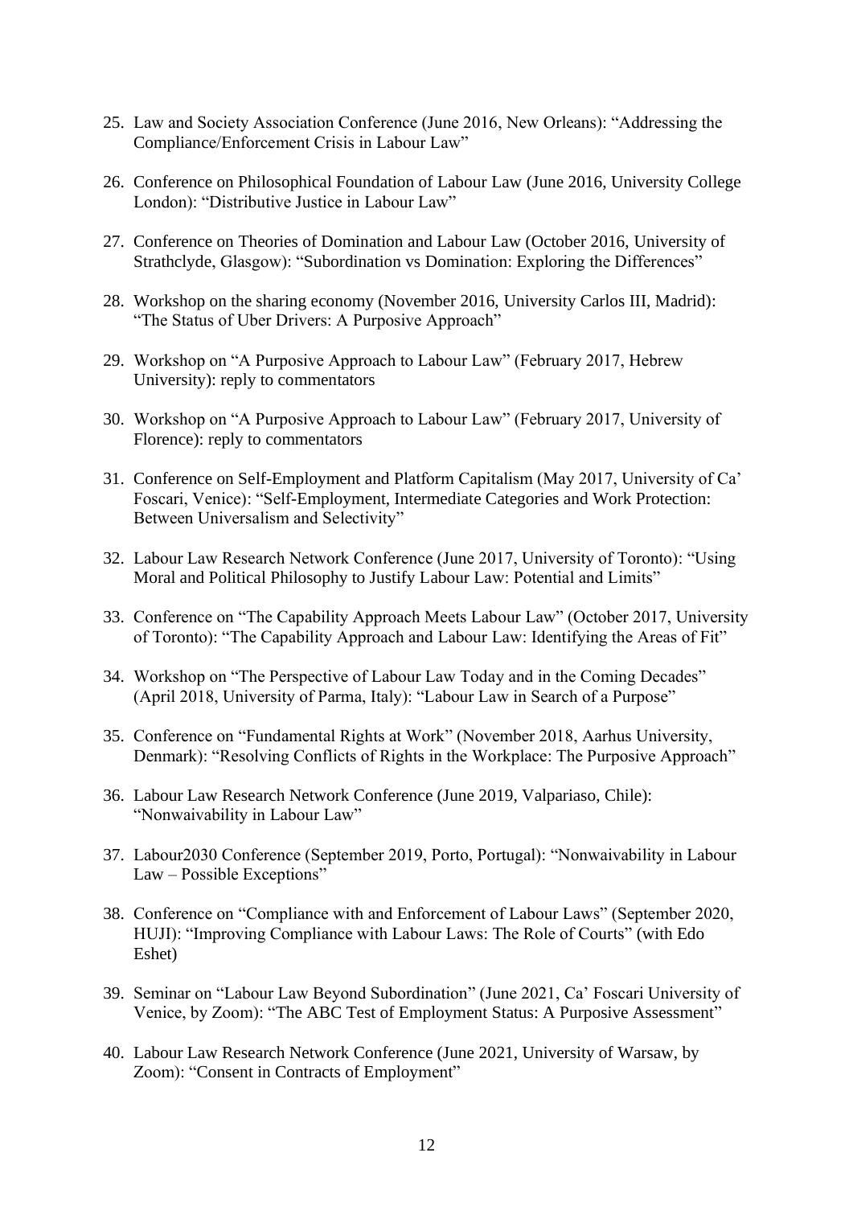25. Law and Society Association Conference (June 2016, New Orleans): "Addressing the Compliance/Enforcement Crisis in Labour Law"

26. Conference on Philosophical Foundation of Labour Law (June 2016, University College London): "Distributive Justice in Labour Law"

27. Conference on Theories of Domination and Labour Law (October 2016, University of Strathclyde, Glasgow): "Subordination vs Domination: Exploring the Differences"

28. Workshop on the sharing economy (November 2016, University Carlos III, Madrid): "The Status of Uber Drivers: A Purposive Approach"

29. Workshop on "A Purposive Approach to Labour Law" (February 2017, Hebrew University): reply to commentators

30. Workshop on "A Purposive Approach to Labour Law" (February 2017, University of Florence): reply to commentators

31. Conference on Self-Employment and Platform Capitalism (May 2017, University of Ca' Foscari, Venice): "Self-Employment, Intermediate Categories and Work Protection: Between Universalism and Selectivity"

32. Labour Law Research Network Conference (June 2017, University of Toronto): "Using Moral and Political Philosophy to Justify Labour Law: Potential and Limits"

33. Conference on "The Capability Approach Meets Labour Law" (October 2017, University of Toronto): "The Capability Approach and Labour Law: Identifying the Areas of Fit"

34. Workshop on "The Perspective of Labour Law Today and in the Coming Decades" (April 2018, University of Parma, Italy): "Labour Law in Search of a Purpose"

35. Conference on "Fundamental Rights at Work" (November 2018, Aarhus University, Denmark): "Resolving Conflicts of Rights in the Workplace: The Purposive Approach"

36. Labour Law Research Network Conference (June 2019, Valpariaso, Chile): "Nonwaivability in Labour Law"

37. Labour2030 Conference (September 2019, Porto, Portugal): "Nonwaivability in Labour Law – Possible Exceptions"

38. Conference on "Compliance with and Enforcement of Labour Laws" (September 2020, HUJI): "Improving Compliance with Labour Laws: The Role of Courts" (with Edo Eshet)

39. Seminar on "Labour Law Beyond Subordination" (June 2021, Ca' Foscari University of Venice, by Zoom): "The ABC Test of Employment Status: A Purposive Assessment"

40. Labour Law Research Network Conference (June 2021, University of Warsaw, by Zoom): "Consent in Contracts of Employment"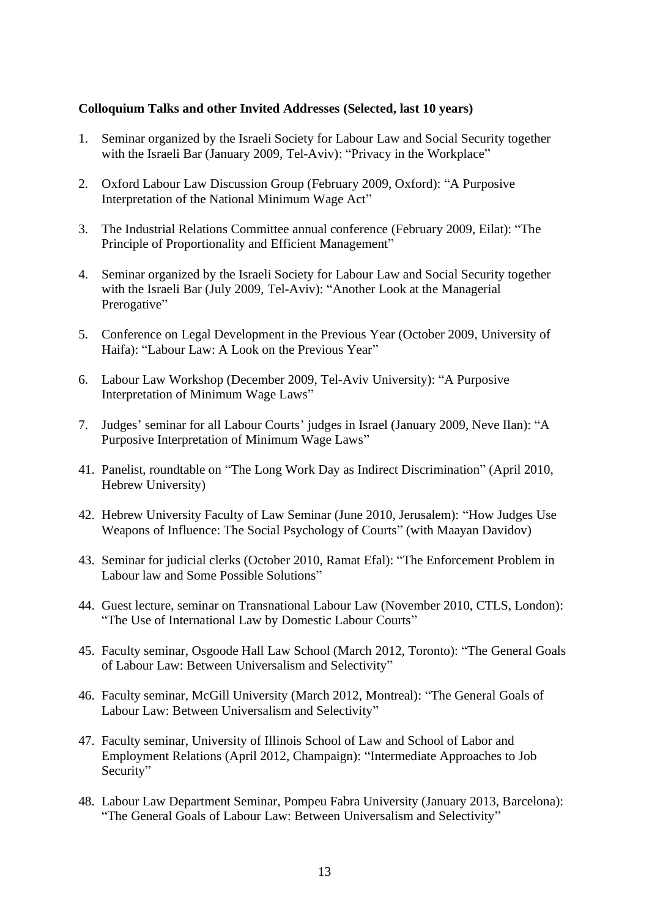**Colloquium Talks and other Invited Addresses (Selected, last 10 years)**

1. Seminar organized by the Israeli Society for Labour Law and Social Security together with the Israeli Bar (January 2009, Tel-Aviv): "Privacy in the Workplace"

2. Oxford Labour Law Discussion Group (February 2009, Oxford): "A Purposive Interpretation of the National Minimum Wage Act"

3. The Industrial Relations Committee annual conference (February 2009, Eilat): "The Principle of Proportionality and Efficient Management"

4. Seminar organized by the Israeli Society for Labour Law and Social Security together with the Israeli Bar (July 2009, Tel-Aviv): "Another Look at the Managerial Prerogative"

5. Conference on Legal Development in the Previous Year (October 2009, University of Haifa): "Labour Law: A Look on the Previous Year"

6. Labour Law Workshop (December 2009, Tel-Aviv University): "A Purposive Interpretation of Minimum Wage Laws"

7. Judges' seminar for all Labour Courts' judges in Israel (January 2009, Neve Ilan): "A Purposive Interpretation of Minimum Wage Laws"

41. Panelist, roundtable on "The Long Work Day as Indirect Discrimination" (April 2010, Hebrew University)

42. Hebrew University Faculty of Law Seminar (June 2010, Jerusalem): "How Judges Use Weapons of Influence: The Social Psychology of Courts" (with Maayan Davidov)

43. Seminar for judicial clerks (October 2010, Ramat Efal): "The Enforcement Problem in Labour law and Some Possible Solutions"

44. Guest lecture, seminar on Transnational Labour Law (November 2010, CTLS, London): "The Use of International Law by Domestic Labour Courts"

45. Faculty seminar, Osgoode Hall Law School (March 2012, Toronto): "The General Goals of Labour Law: Between Universalism and Selectivity"

46. Faculty seminar, McGill University (March 2012, Montreal): "The General Goals of Labour Law: Between Universalism and Selectivity"

47. Faculty seminar, University of Illinois School of Law and School of Labor and Employment Relations (April 2012, Champaign): "Intermediate Approaches to Job Security"

48. Labour Law Department Seminar, Pompeu Fabra University (January 2013, Barcelona): "The General Goals of Labour Law: Between Universalism and Selectivity"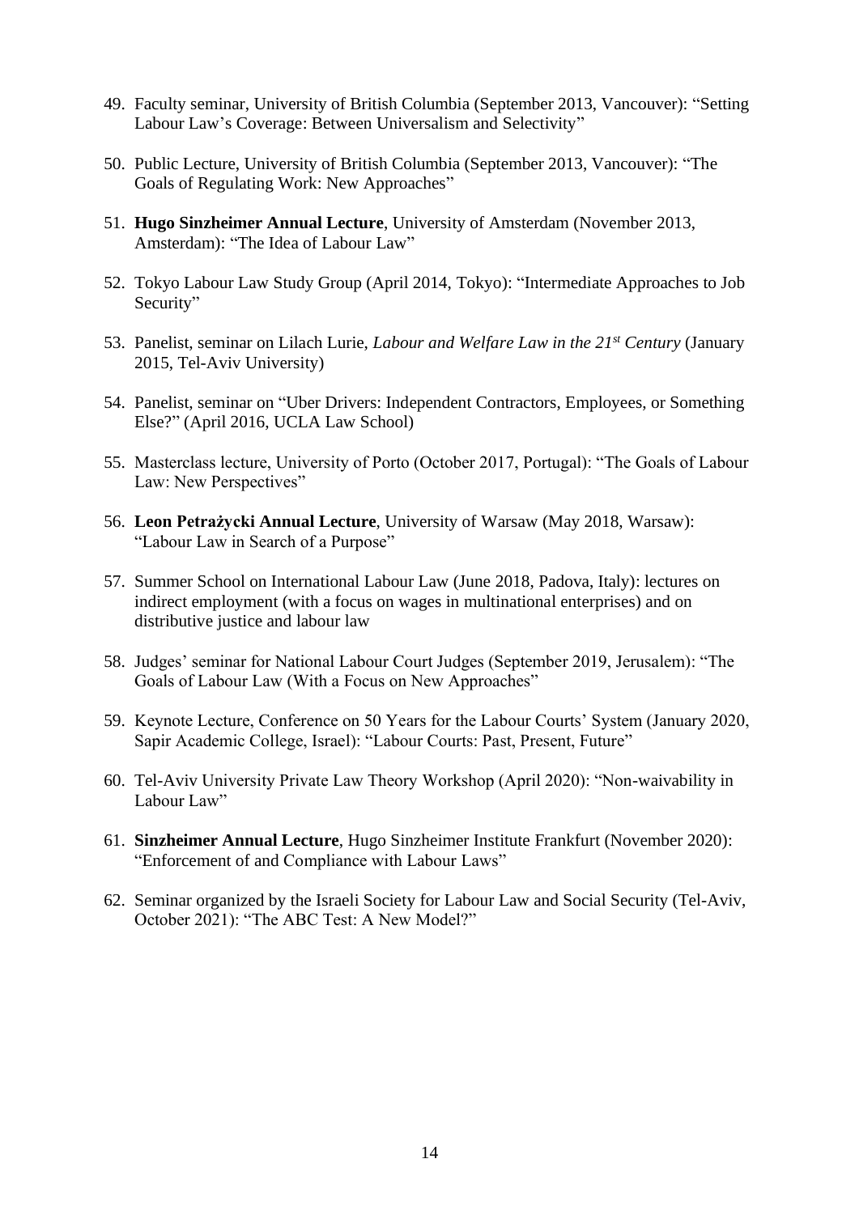49. Faculty seminar, University of British Columbia (September 2013, Vancouver): "Setting Labour Law's Coverage: Between Universalism and Selectivity"

50. Public Lecture, University of British Columbia (September 2013, Vancouver): "The Goals of Regulating Work: New Approaches"

51. **Hugo Sinzheimer Annual Lecture**, University of Amsterdam (November 2013, Amsterdam): "The Idea of Labour Law"

52. Tokyo Labour Law Study Group (April 2014, Tokyo): "Intermediate Approaches to Job Security"

53. Panelist, seminar on Lilach Lurie, *Labour and Welfare Law in the 21st Century* (January 2015, Tel-Aviv University)

54. Panelist, seminar on "Uber Drivers: Independent Contractors, Employees, or Something Else?" (April 2016, UCLA Law School)

55. Masterclass lecture, University of Porto (October 2017, Portugal): "The Goals of Labour Law: New Perspectives"

56. **Leon Petrażycki Annual Lecture**, University of Warsaw (May 2018, Warsaw): "Labour Law in Search of a Purpose"

57. Summer School on International Labour Law (June 2018, Padova, Italy): lectures on indirect employment (with a focus on wages in multinational enterprises) and on distributive justice and labour law

58. Judges' seminar for National Labour Court Judges (September 2019, Jerusalem): "The Goals of Labour Law (With a Focus on New Approaches"

59. Keynote Lecture, Conference on 50 Years for the Labour Courts' System (January 2020, Sapir Academic College, Israel): "Labour Courts: Past, Present, Future"

60. Tel-Aviv University Private Law Theory Workshop (April 2020): "Non-waivability in Labour Law"

61. **Sinzheimer Annual Lecture**, Hugo Sinzheimer Institute Frankfurt (November 2020): "Enforcement of and Compliance with Labour Laws"

62. Seminar organized by the Israeli Society for Labour Law and Social Security (Tel-Aviv, October 2021): "The ABC Test: A New Model?"